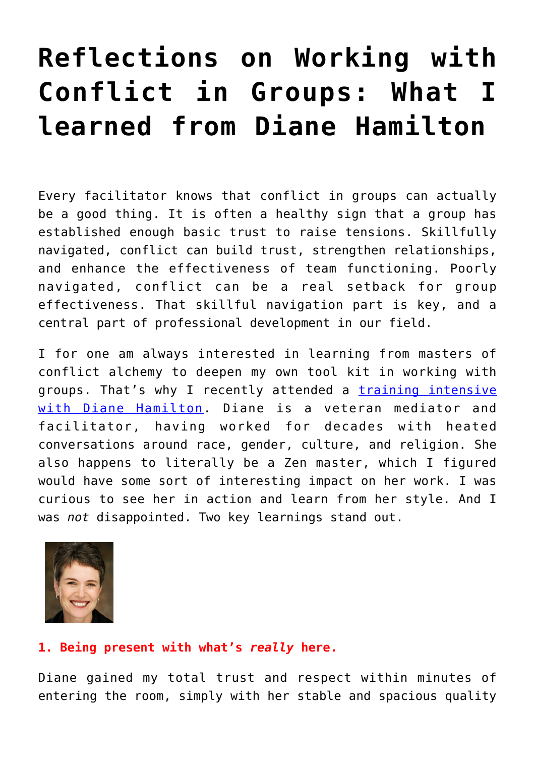# Reflections on Working with Conflict in Groups: What I learned from Diane Hamilton

Every facilitator knows that conflict in groups can actually be a good thing. It is often a healthy sign that a group has established enough basic trust to raise tensions. Skillfully navigated, conflict can build trust, strengthen relationships, and enhance the effectiveness of team functioning. Poorly navigated, conflict can be a real setback for group effectiveness. That skillful navigation part is key, and a central part of professional development in our field.

I for one am always interested in learning from masters of conflict alchemy to deepen my own tool kit in working with groups. That's why I recently attended a training intensive with Diane Hamilton. Diane is a veteran mediator and facilitator, having worked for decades with heated conversations around race, gender, culture, and religion. She also happens to literally be a Zen master, which I figured would have some sort of interesting impact on her work. I was curious to see her in action and learn from her style. And I was *not* disappointed. Two key learnings stand out.

**1. Being present with what's *really* here.**

Diane gained my total trust and respect within minutes of entering the room, simply with her stable and spacious quality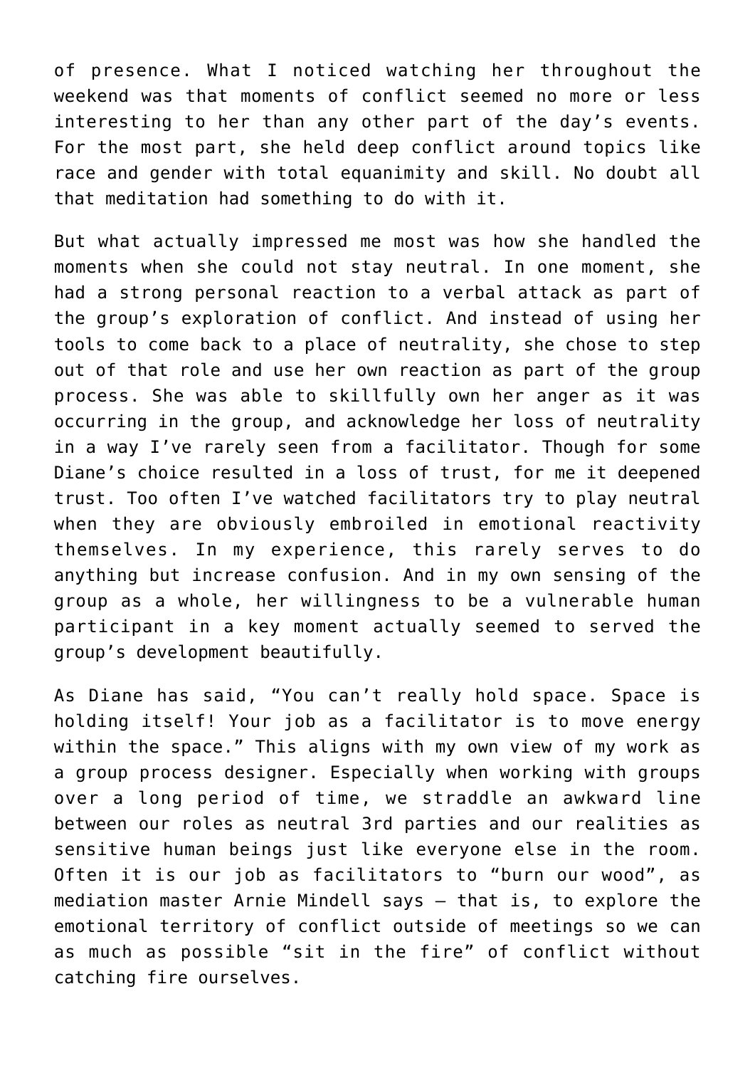of presence. What I noticed watching her throughout the weekend was that moments of conflict seemed no more or less interesting to her than any other part of the day's events. For the most part, she held deep conflict around topics like race and gender with total equanimity and skill. No doubt all that meditation had something to do with it.

But what actually impressed me most was how she handled the moments when she could not stay neutral. In one moment, she had a strong personal reaction to a verbal attack as part of the group's exploration of conflict. And instead of using her tools to come back to a place of neutrality, she chose to step out of that role and use her own reaction as part of the group process. She was able to skillfully own her anger as it was occurring in the group, and acknowledge her loss of neutrality in a way I've rarely seen from a facilitator. Though for some Diane's choice resulted in a loss of trust, for me it deepened trust. Too often I've watched facilitators try to play neutral when they are obviously embroiled in emotional reactivity themselves. In my experience, this rarely serves to do anything but increase confusion. And in my own sensing of the group as a whole, her willingness to be a vulnerable human participant in a key moment actually seemed to served the group's development beautifully.

As Diane has said, "You can't really hold space. Space is holding itself! Your job as a facilitator is to move energy within the space." This aligns with my own view of my work as a group process designer. Especially when working with groups over a long period of time, we straddle an awkward line between our roles as neutral 3rd parties and our realities as sensitive human beings just like everyone else in the room. Often it is our job as facilitators to "burn our wood", as mediation master Arnie Mindell says – that is, to explore the emotional territory of conflict outside of meetings so we can as much as possible "sit in the fire" of conflict without catching fire ourselves.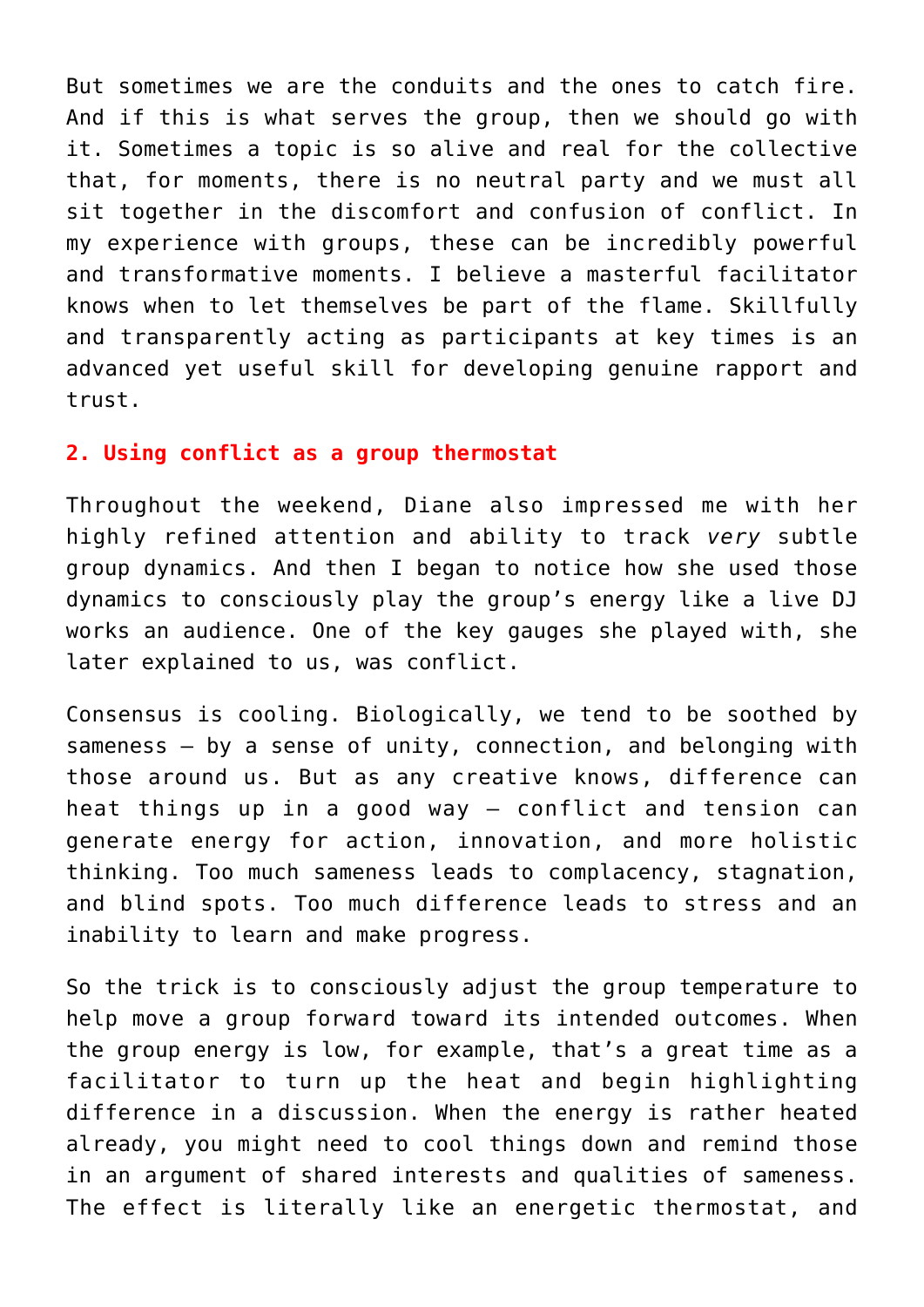But sometimes we are the conduits and the ones to catch fire. And if this is what serves the group, then we should go with it. Sometimes a topic is so alive and real for the collective that, for moments, there is no neutral party and we must all sit together in the discomfort and confusion of conflict. In my experience with groups, these can be incredibly powerful and transformative moments. I believe a masterful facilitator knows when to let themselves be part of the flame. Skillfully and transparently acting as participants at key times is an advanced yet useful skill for developing genuine rapport and trust.

## 2. Using conflict as a group thermostat

Throughout the weekend, Diane also impressed me with her highly refined attention and ability to track *very* subtle group dynamics. And then I began to notice how she used those dynamics to consciously play the group's energy like a live DJ works an audience. One of the key gauges she played with, she later explained to us, was conflict.

Consensus is cooling. Biologically, we tend to be soothed by sameness – by a sense of unity, connection, and belonging with those around us. But as any creative knows, difference can heat things up in a good way – conflict and tension can generate energy for action, innovation, and more holistic thinking. Too much sameness leads to complacency, stagnation, and blind spots. Too much difference leads to stress and an inability to learn and make progress.

So the trick is to consciously adjust the group temperature to help move a group forward toward its intended outcomes. When the group energy is low, for example, that's a great time as a facilitator to turn up the heat and begin highlighting difference in a discussion. When the energy is rather heated already, you might need to cool things down and remind those in an argument of shared interests and qualities of sameness. The effect is literally like an energetic thermostat, and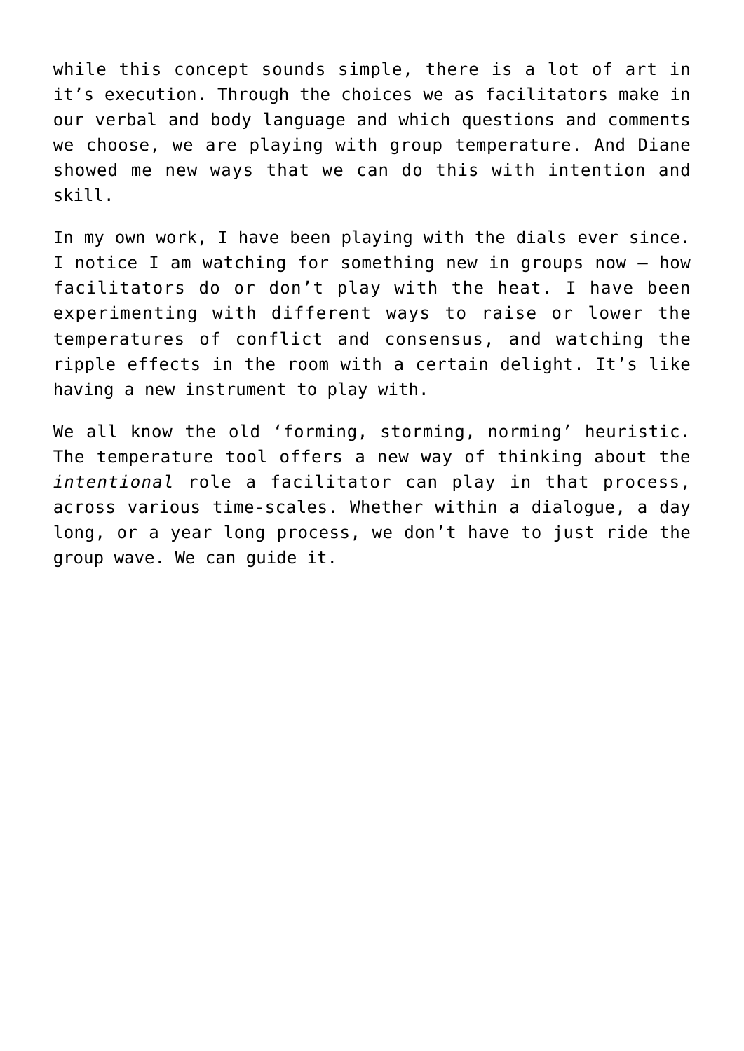while this concept sounds simple, there is a lot of art in it's execution. Through the choices we as facilitators make in our verbal and body language and which questions and comments we choose, we are playing with group temperature. And Diane showed me new ways that we can do this with intention and skill.

In my own work, I have been playing with the dials ever since. I notice I am watching for something new in groups now – how facilitators do or don't play with the heat. I have been experimenting with different ways to raise or lower the temperatures of conflict and consensus, and watching the ripple effects in the room with a certain delight. It's like having a new instrument to play with.

We all know the old 'forming, storming, norming' heuristic. The temperature tool offers a new way of thinking about the *intentional* role a facilitator can play in that process, across various time-scales. Whether within a dialogue, a day long, or a year long process, we don't have to just ride the group wave. We can guide it.